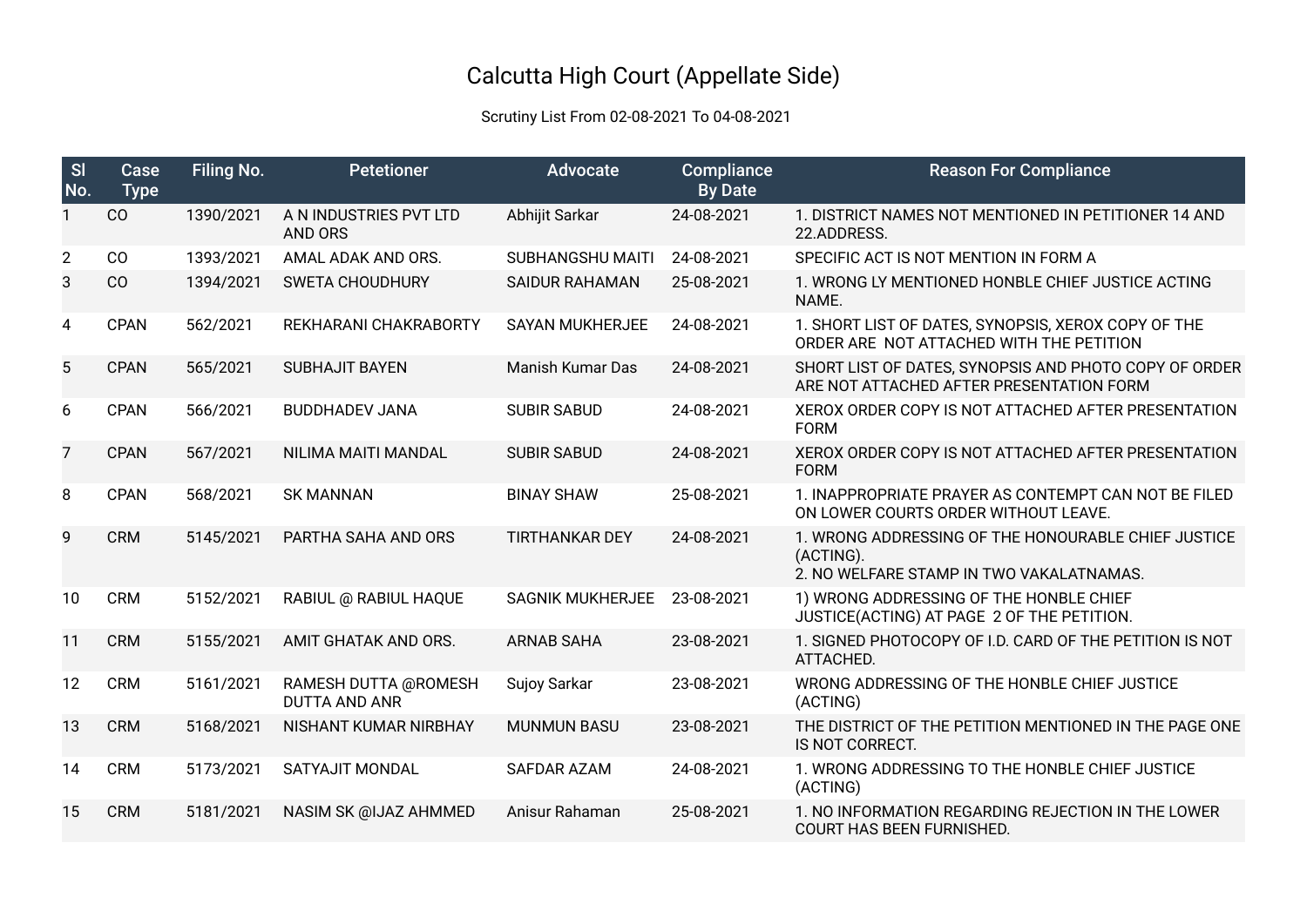# Calcutta High Court (Appellate Side)

Scrutiny List From 02-08-2021 To 04-08-2021

| Sl No. | Case Type | Filing No. | Petetioner | Advocate | Compliance By Date | Reason For Compliance |
|---|---|---|---|---|---|---|
| 1 | CO | 1390/2021 | A N INDUSTRIES PVT LTD AND ORS | Abhijit Sarkar | 24-08-2021 | 1. DISTRICT NAMES NOT MENTIONED IN PETITIONER 14 AND 22.ADDRESS. |
| 2 | CO | 1393/2021 | AMAL ADAK AND ORS. | SUBHANGSHU MAITI | 24-08-2021 | SPECIFIC ACT IS NOT MENTION IN FORM A |
| 3 | CO | 1394/2021 | SWETA CHOUDHURY | SAIDUR RAHAMAN | 25-08-2021 | 1. WRONG LY MENTIONED HONBLE CHIEF JUSTICE ACTING NAME. |
| 4 | CPAN | 562/2021 | REKHARANI CHAKRABORTY | SAYAN MUKHERJEE | 24-08-2021 | 1. SHORT LIST OF DATES, SYNOPSIS, XEROX COPY OF THE ORDER ARE NOT ATTACHED WITH THE PETITION |
| 5 | CPAN | 565/2021 | SUBHAJIT BAYEN | Manish Kumar Das | 24-08-2021 | SHORT LIST OF DATES, SYNOPSIS AND PHOTO COPY OF ORDER ARE NOT ATTACHED AFTER PRESENTATION FORM |
| 6 | CPAN | 566/2021 | BUDDHADEV JANA | SUBIR SABUD | 24-08-2021 | XEROX ORDER COPY IS NOT ATTACHED AFTER PRESENTATION FORM |
| 7 | CPAN | 567/2021 | NILIMA MAITI MANDAL | SUBIR SABUD | 24-08-2021 | XEROX ORDER COPY IS NOT ATTACHED AFTER PRESENTATION FORM |
| 8 | CPAN | 568/2021 | SK MANNAN | BINAY SHAW | 25-08-2021 | 1. INAPPROPRIATE PRAYER AS CONTEMPT CAN NOT BE FILED ON LOWER COURTS ORDER WITHOUT LEAVE. |
| 9 | CRM | 5145/2021 | PARTHA SAHA AND ORS | TIRTHANKAR DEY | 24-08-2021 | 1. WRONG ADDRESSING OF THE HONOURABLE CHIEF JUSTICE (ACTING).<br>2. NO WELFARE STAMP IN TWO VAKALATNAMAS. |
| 10 | CRM | 5152/2021 | RABIUL @ RABIUL HAQUE | SAGNIK MUKHERJEE | 23-08-2021 | 1) WRONG ADDRESSING OF THE HONBLE CHIEF JUSTICE(ACTING) AT PAGE 2 OF THE PETITION. |
| 11 | CRM | 5155/2021 | AMIT GHATAK AND ORS. | ARNAB SAHA | 23-08-2021 | 1. SIGNED PHOTOCOPY OF I.D. CARD OF THE PETITION IS NOT ATTACHED. |
| 12 | CRM | 5161/2021 | RAMESH DUTTA @ROMESH DUTTA AND ANR | Sujoy Sarkar | 23-08-2021 | WRONG ADDRESSING OF THE HONBLE CHIEF JUSTICE (ACTING) |
| 13 | CRM | 5168/2021 | NISHANT KUMAR NIRBHAY | MUNMUN BASU | 23-08-2021 | THE DISTRICT OF THE PETITION MENTIONED IN THE PAGE ONE IS NOT CORRECT. |
| 14 | CRM | 5173/2021 | SATYAJIT MONDAL | SAFDAR AZAM | 24-08-2021 | 1. WRONG ADDRESSING TO THE HONBLE CHIEF JUSTICE (ACTING) |
| 15 | CRM | 5181/2021 | NASIM SK @IJAZ AHMMED | Anisur Rahaman | 25-08-2021 | 1. NO INFORMATION REGARDING REJECTION IN THE LOWER COURT HAS BEEN FURNISHED. |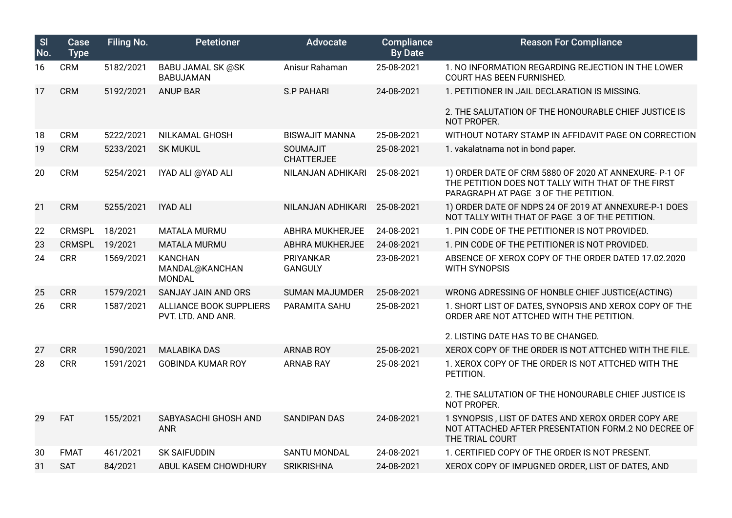| Sl No. | Case Type | Filing No. | Petetioner | Advocate | Compliance By Date | Reason For Compliance |
|---|---|---|---|---|---|---|
| 16 | CRM | 5182/2021 | BABU JAMAL SK @SK BABUJAMAN | Anisur Rahaman | 25-08-2021 | 1. NO INFORMATION REGARDING REJECTION IN THE LOWER COURT HAS BEEN FURNISHED. |
| 17 | CRM | 5192/2021 | ANUP BAR | S.P PAHARI | 24-08-2021 | 1. PETITIONER IN JAIL DECLARATION IS MISSING.<br><br>2. THE SALUTATION OF THE HONOURABLE CHIEF JUSTICE IS NOT PROPER. |
| 18 | CRM | 5222/2021 | NILKAMAL GHOSH | BISWAJIT MANNA | 25-08-2021 | WITHOUT NOTARY STAMP IN AFFIDAVIT PAGE ON CORRECTION |
| 19 | CRM | 5233/2021 | SK MUKUL | SOUMAJIT CHATTERJEE | 25-08-2021 | 1. vakalatnama not in bond paper. |
| 20 | CRM | 5254/2021 | IYAD ALI @YAD ALI | NILANJAN ADHIKARI | 25-08-2021 | 1) ORDER DATE OF CRM 5880 OF 2020 AT ANNEXURE- P-1 OF THE PETITION DOES NOT TALLY WITH THAT OF THE FIRST PARAGRAPH AT PAGE 3 OF THE PETITION. |
| 21 | CRM | 5255/2021 | IYAD ALI | NILANJAN ADHIKARI | 25-08-2021 | 1) ORDER DATE OF NDPS 24 OF 2019 AT ANNEXURE-P-1 DOES NOT TALLY WITH THAT OF PAGE 3 OF THE PETITION. |
| 22 | CRMSPL | 18/2021 | MATALA MURMU | ABHRA MUKHERJEE | 24-08-2021 | 1. PIN CODE OF THE PETITIONER IS NOT PROVIDED. |
| 23 | CRMSPL | 19/2021 | MATALA MURMU | ABHRA MUKHERJEE | 24-08-2021 | 1. PIN CODE OF THE PETITIONER IS NOT PROVIDED. |
| 24 | CRR | 1569/2021 | KANCHAN MANDAL@KANCHAN MONDAL | PRIYANKAR GANGULY | 23-08-2021 | ABSENCE OF XEROX COPY OF THE ORDER DATED 17.02.2020 WITH SYNOPSIS |
| 25 | CRR | 1579/2021 | SANJAY JAIN AND ORS | SUMAN MAJUMDER | 25-08-2021 | WRONG ADRESSING OF HONBLE CHIEF JUSTICE(ACTING) |
| 26 | CRR | 1587/2021 | ALLIANCE BOOK SUPPLIERS PVT. LTD. AND ANR. | PARAMITA SAHU | 25-08-2021 | 1. SHORT LIST OF DATES, SYNOPSIS AND XEROX COPY OF THE ORDER ARE NOT ATTCHED WITH THE PETITION.<br><br>2. LISTING DATE HAS TO BE CHANGED. |
| 27 | CRR | 1590/2021 | MALABIKA DAS | ARNAB ROY | 25-08-2021 | XEROX COPY OF THE ORDER IS NOT ATTCHED WITH THE FILE. |
| 28 | CRR | 1591/2021 | GOBINDA KUMAR ROY | ARNAB RAY | 25-08-2021 | 1. XEROX COPY OF THE ORDER IS NOT ATTCHED WITH THE PETITION.<br><br>2. THE SALUTATION OF THE HONOURABLE CHIEF JUSTICE IS NOT PROPER. |
| 29 | FAT | 155/2021 | SABYASACHI GHOSH AND ANR | SANDIPAN DAS | 24-08-2021 | 1 SYNOPSIS , LIST OF DATES AND XEROX ORDER COPY ARE NOT ATTACHED AFTER PRESENTATION FORM.2 NO DECREE OF THE TRIAL COURT |
| 30 | FMAT | 461/2021 | SK SAIFUDDIN | SANTU MONDAL | 24-08-2021 | 1. CERTIFIED COPY OF THE ORDER IS NOT PRESENT. |
| 31 | SAT | 84/2021 | ABUL KASEM CHOWDHURY | SRIKRISHNA | 24-08-2021 | XEROX COPY OF IMPUGNED ORDER, LIST OF DATES, AND |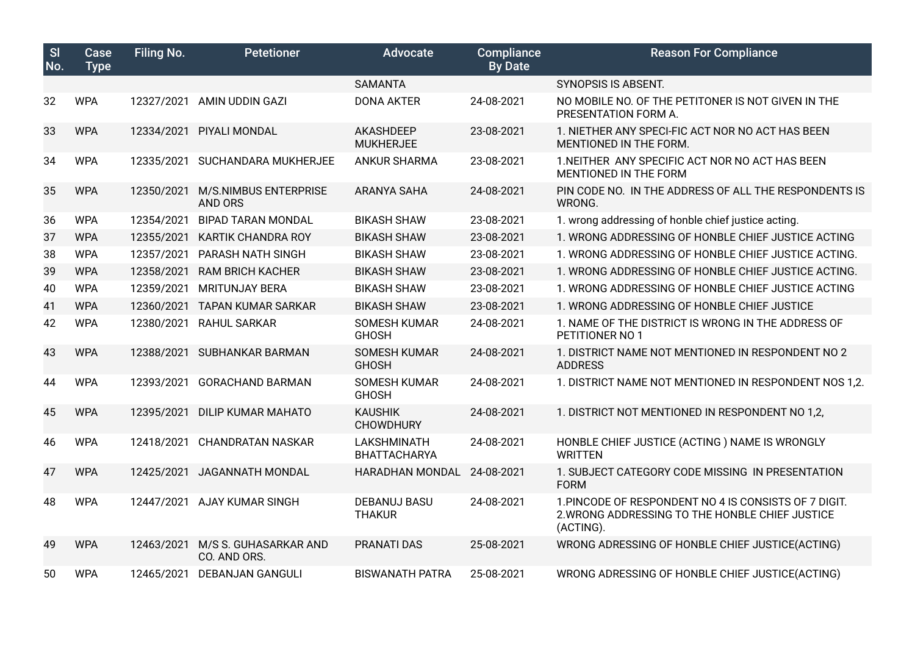| Sl No. | Case Type | Filing No. | Petetioner | Advocate | Compliance By Date | Reason For Compliance |
|---|---|---|---|---|---|---|
| | | | | SAMANTA | | SYNOPSIS IS ABSENT. |
| 32 | WPA | 12327/2021 | AMIN UDDIN GAZI | DONA AKTER | 24-08-2021 | NO MOBILE NO. OF THE PETITONER IS NOT GIVEN IN THE PRESENTATION FORM A. |
| 33 | WPA | 12334/2021 | PIYALI MONDAL | AKASHDEEP MUKHERJEE | 23-08-2021 | 1. NIETHER ANY SPECI-FIC ACT NOR NO ACT HAS BEEN MENTIONED IN THE FORM. |
| 34 | WPA | 12335/2021 | SUCHANDARA MUKHERJEE | ANKUR SHARMA | 23-08-2021 | 1.NEITHER ANY SPECIFIC ACT NOR NO ACT HAS BEEN MENTIONED IN THE FORM |
| 35 | WPA | 12350/2021 | M/S.NIMBUS ENTERPRISE AND ORS | ARANYA SAHA | 24-08-2021 | PIN CODE NO. IN THE ADDRESS OF ALL THE RESPONDENTS IS WRONG. |
| 36 | WPA | 12354/2021 | BIPAD TARAN MONDAL | BIKASH SHAW | 23-08-2021 | 1. wrong addressing of honble chief justice acting. |
| 37 | WPA | 12355/2021 | KARTIK CHANDRA ROY | BIKASH SHAW | 23-08-2021 | 1. WRONG ADDRESSING OF HONBLE CHIEF JUSTICE ACTING |
| 38 | WPA | 12357/2021 | PARASH NATH SINGH | BIKASH SHAW | 23-08-2021 | 1. WRONG ADDRESSING OF HONBLE CHIEF JUSTICE ACTING. |
| 39 | WPA | 12358/2021 | RAM BRICH KACHER | BIKASH SHAW | 23-08-2021 | 1. WRONG ADDRESSING OF HONBLE CHIEF JUSTICE ACTING. |
| 40 | WPA | 12359/2021 | MRITUNJAY BERA | BIKASH SHAW | 23-08-2021 | 1. WRONG ADDRESSING OF HONBLE CHIEF JUSTICE ACTING |
| 41 | WPA | 12360/2021 | TAPAN KUMAR SARKAR | BIKASH SHAW | 23-08-2021 | 1. WRONG ADDRESSING OF HONBLE CHIEF JUSTICE |
| 42 | WPA | 12380/2021 | RAHUL SARKAR | SOMESH KUMAR GHOSH | 24-08-2021 | 1. NAME OF THE DISTRICT IS WRONG IN THE ADDRESS OF PETITIONER NO 1 |
| 43 | WPA | 12388/2021 | SUBHANKAR BARMAN | SOMESH KUMAR GHOSH | 24-08-2021 | 1. DISTRICT NAME NOT MENTIONED IN RESPONDENT NO 2 ADDRESS |
| 44 | WPA | 12393/2021 | GORACHAND BARMAN | SOMESH KUMAR GHOSH | 24-08-2021 | 1. DISTRICT NAME NOT MENTIONED IN RESPONDENT NOS 1,2. |
| 45 | WPA | 12395/2021 | DILIP KUMAR MAHATO | KAUSHIK CHOWDHURY | 24-08-2021 | 1. DISTRICT NOT MENTIONED IN RESPONDENT NO 1,2, |
| 46 | WPA | 12418/2021 | CHANDRATAN NASKAR | LAKSHMINATH BHATTACHARYA | 24-08-2021 | HONBLE CHIEF JUSTICE (ACTING ) NAME IS WRONGLY WRITTEN |
| 47 | WPA | 12425/2021 | JAGANNATH MONDAL | HARADHAN MONDAL | 24-08-2021 | 1. SUBJECT CATEGORY CODE MISSING IN PRESENTATION FORM |
| 48 | WPA | 12447/2021 | AJAY KUMAR SINGH | DEBANUJ BASU THAKUR | 24-08-2021 | 1.PINCODE OF RESPONDENT NO 4 IS CONSISTS OF 7 DIGIT. 2.WRONG ADDRESSING TO THE HONBLE CHIEF JUSTICE (ACTING). |
| 49 | WPA | 12463/2021 | M/S S. GUHASARKAR AND CO. AND ORS. | PRANATI DAS | 25-08-2021 | WRONG ADRESSING OF HONBLE CHIEF JUSTICE(ACTING) |
| 50 | WPA | 12465/2021 | DEBANJAN GANGULI | BISWANATH PATRA | 25-08-2021 | WRONG ADRESSING OF HONBLE CHIEF JUSTICE(ACTING) |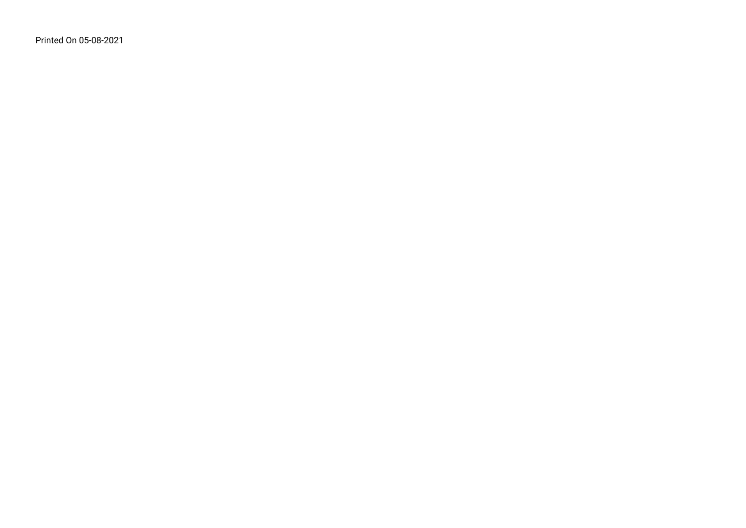Printed On 05-08-2021